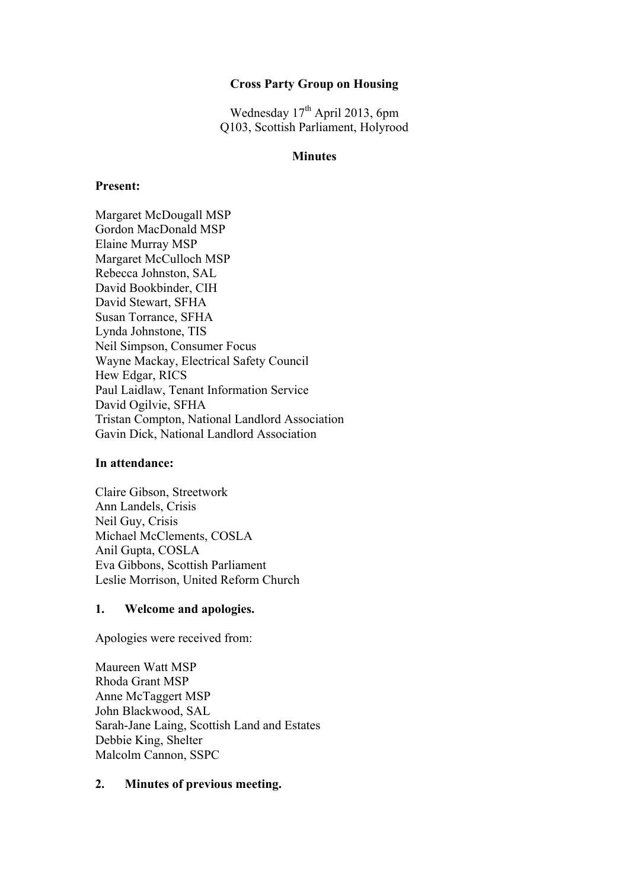**Cross Party Group on Housing**

Wednesday 17th April 2013, 6pm
Q103, Scottish Parliament, Holyrood

**Minutes**

**Present:**

Margaret McDougall MSP
Gordon MacDonald MSP
Elaine Murray MSP
Margaret McCulloch MSP
Rebecca Johnston, SAL
David Bookbinder, CIH
David Stewart, SFHA
Susan Torrance, SFHA
Lynda Johnstone, TIS
Neil Simpson, Consumer Focus
Wayne Mackay, Electrical Safety Council
Hew Edgar, RICS
Paul Laidlaw, Tenant Information Service
David Ogilvie, SFHA
Tristan Compton, National Landlord Association
Gavin Dick, National Landlord Association

**In attendance:**

Claire Gibson, Streetwork
Ann Landels, Crisis
Neil Guy, Crisis
Michael McClements, COSLA
Anil Gupta, COSLA
Eva Gibbons, Scottish Parliament
Leslie Morrison, United Reform Church

## 1. Welcome and apologies.

Apologies were received from:

Maureen Watt MSP
Rhoda Grant MSP
Anne McTaggert MSP
John Blackwood, SAL
Sarah-Jane Laing, Scottish Land and Estates
Debbie King, Shelter
Malcolm Cannon, SSPC

## 2. Minutes of previous meeting.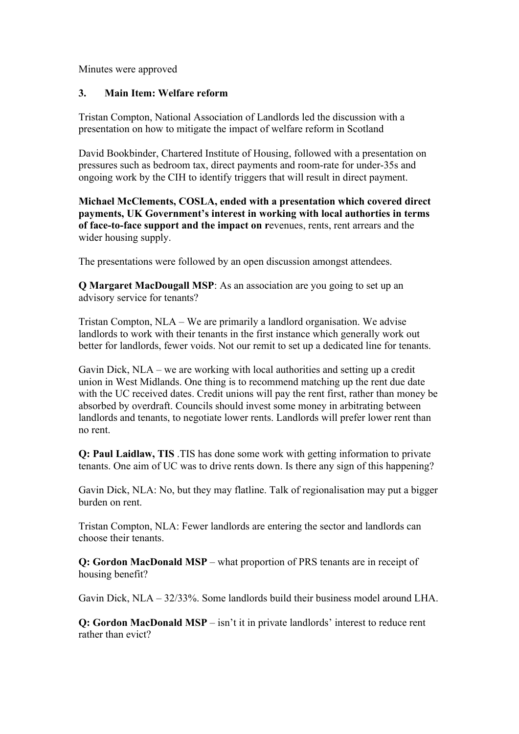Minutes were approved

### 3. Main Item: Welfare reform

Tristan Compton, National Association of Landlords led the discussion with a presentation on how to mitigate the impact of welfare reform in Scotland

David Bookbinder, Chartered Institute of Housing, followed with a presentation on pressures such as bedroom tax, direct payments and room-rate for under-35s and ongoing work by the CIH to identify triggers that will result in direct payment.

**Michael McClements, COSLA, ended with a presentation which covered direct payments, UK Government's interest in working with local authorities in terms of face-to-face support and the impact on r**evenues, rents, rent arrears and the wider housing supply.

The presentations were followed by an open discussion amongst attendees.

**Q Margaret MacDougall MSP**: As an association are you going to set up an advisory service for tenants?

Tristan Compton, NLA – We are primarily a landlord organisation. We advise landlords to work with their tenants in the first instance which generally work out better for landlords, fewer voids. Not our remit to set up a dedicated line for tenants.

Gavin Dick, NLA – we are working with local authorities and setting up a credit union in West Midlands. One thing is to recommend matching up the rent due date with the UC received dates. Credit unions will pay the rent first, rather than money be absorbed by overdraft. Councils should invest some money in arbitrating between landlords and tenants, to negotiate lower rents. Landlords will prefer lower rent than no rent.

**Q: Paul Laidlaw, TIS** .TIS has done some work with getting information to private tenants. One aim of UC was to drive rents down. Is there any sign of this happening?

Gavin Dick, NLA: No, but they may flatline. Talk of regionalisation may put a bigger burden on rent.

Tristan Compton, NLA: Fewer landlords are entering the sector and landlords can choose their tenants.

**Q: Gordon MacDonald MSP** – what proportion of PRS tenants are in receipt of housing benefit?

Gavin Dick, NLA – 32/33%. Some landlords build their business model around LHA.

**Q: Gordon MacDonald MSP** – isn't it in private landlords' interest to reduce rent rather than evict?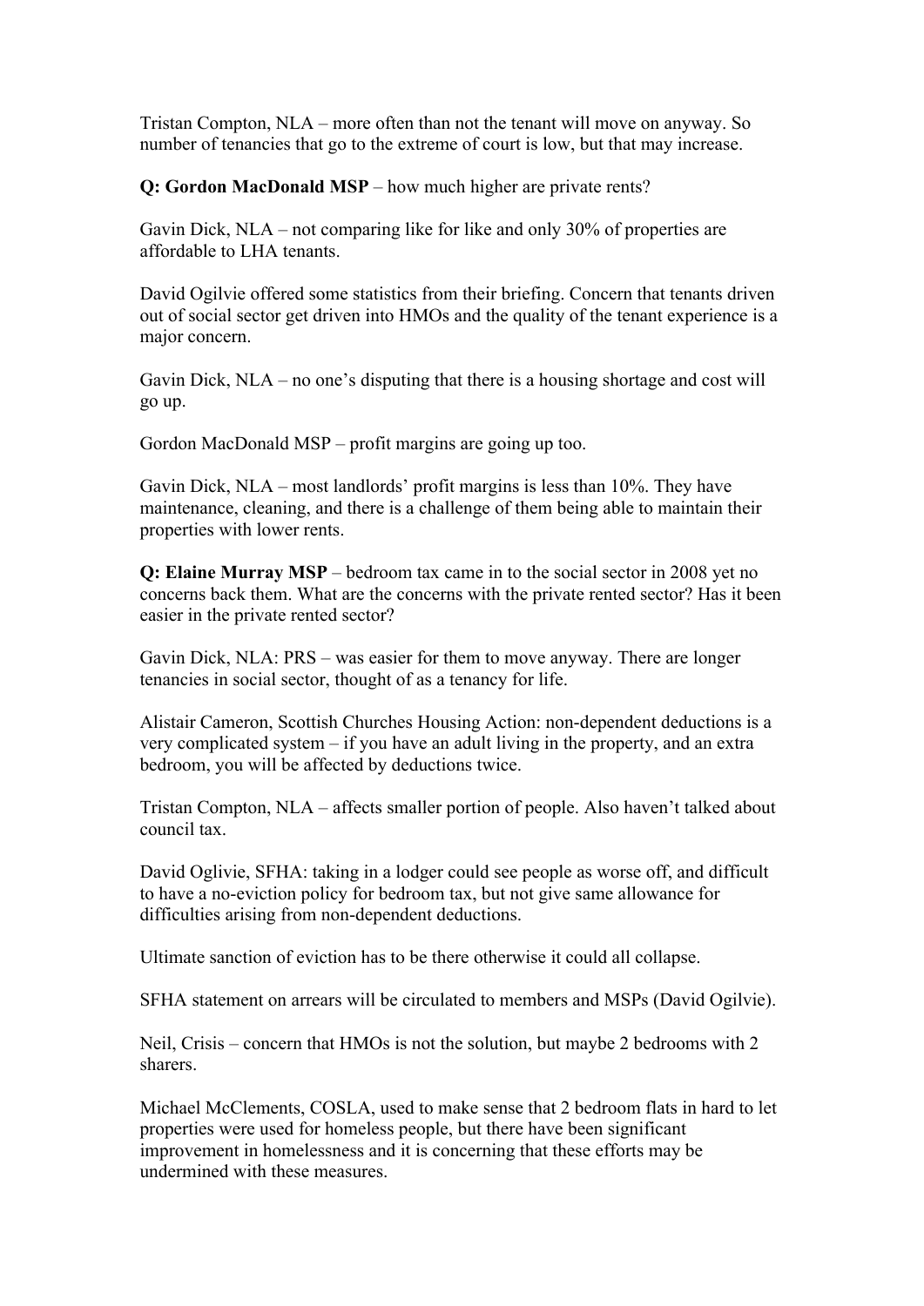Tristan Compton, NLA – more often than not the tenant will move on anyway. So number of tenancies that go to the extreme of court is low, but that may increase.

**Q: Gordon MacDonald MSP** – how much higher are private rents?

Gavin Dick, NLA – not comparing like for like and only 30% of properties are affordable to LHA tenants.

David Ogilvie offered some statistics from their briefing. Concern that tenants driven out of social sector get driven into HMOs and the quality of the tenant experience is a major concern.

Gavin Dick, NLA – no one's disputing that there is a housing shortage and cost will go up.

Gordon MacDonald MSP – profit margins are going up too.

Gavin Dick, NLA – most landlords' profit margins is less than 10%. They have maintenance, cleaning, and there is a challenge of them being able to maintain their properties with lower rents.

**Q: Elaine Murray MSP** – bedroom tax came in to the social sector in 2008 yet no concerns back them. What are the concerns with the private rented sector? Has it been easier in the private rented sector?

Gavin Dick, NLA: PRS – was easier for them to move anyway. There are longer tenancies in social sector, thought of as a tenancy for life.

Alistair Cameron, Scottish Churches Housing Action: non-dependent deductions is a very complicated system – if you have an adult living in the property, and an extra bedroom, you will be affected by deductions twice.

Tristan Compton, NLA – affects smaller portion of people. Also haven't talked about council tax.

David Oglivie, SFHA: taking in a lodger could see people as worse off, and difficult to have a no-eviction policy for bedroom tax, but not give same allowance for difficulties arising from non-dependent deductions.

Ultimate sanction of eviction has to be there otherwise it could all collapse.

SFHA statement on arrears will be circulated to members and MSPs (David Ogilvie).

Neil, Crisis – concern that HMOs is not the solution, but maybe 2 bedrooms with 2 sharers.

Michael McClements, COSLA, used to make sense that 2 bedroom flats in hard to let properties were used for homeless people, but there have been significant improvement in homelessness and it is concerning that these efforts may be undermined with these measures.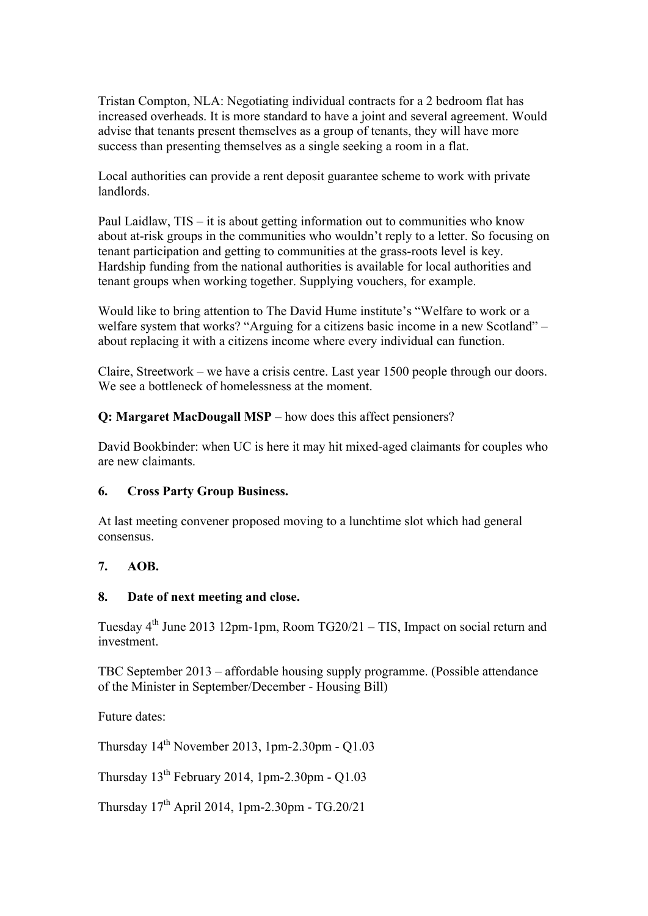Tristan Compton, NLA: Negotiating individual contracts for a 2 bedroom flat has increased overheads. It is more standard to have a joint and several agreement. Would advise that tenants present themselves as a group of tenants, they will have more success than presenting themselves as a single seeking a room in a flat.

Local authorities can provide a rent deposit guarantee scheme to work with private landlords.

Paul Laidlaw, TIS – it is about getting information out to communities who know about at-risk groups in the communities who wouldn't reply to a letter. So focusing on tenant participation and getting to communities at the grass-roots level is key. Hardship funding from the national authorities is available for local authorities and tenant groups when working together. Supplying vouchers, for example.

Would like to bring attention to The David Hume institute's "Welfare to work or a welfare system that works? "Arguing for a citizens basic income in a new Scotland" – about replacing it with a citizens income where every individual can function.

Claire, Streetwork – we have a crisis centre. Last year 1500 people through our doors. We see a bottleneck of homelessness at the moment.

**Q: Margaret MacDougall MSP** – how does this affect pensioners?

David Bookbinder: when UC is here it may hit mixed-aged claimants for couples who are new claimants.

## 6. Cross Party Group Business.

At last meeting convener proposed moving to a lunchtime slot which had general consensus.

## 7. AOB.

## 8. Date of next meeting and close.

Tuesday 4th June 2013 12pm-1pm, Room TG20/21 – TIS, Impact on social return and investment.

TBC September 2013 – affordable housing supply programme. (Possible attendance of the Minister in September/December - Housing Bill)

Future dates:

Thursday 14th November 2013, 1pm-2.30pm - Q1.03

Thursday 13th February 2014, 1pm-2.30pm - Q1.03

Thursday 17th April 2014, 1pm-2.30pm - TG.20/21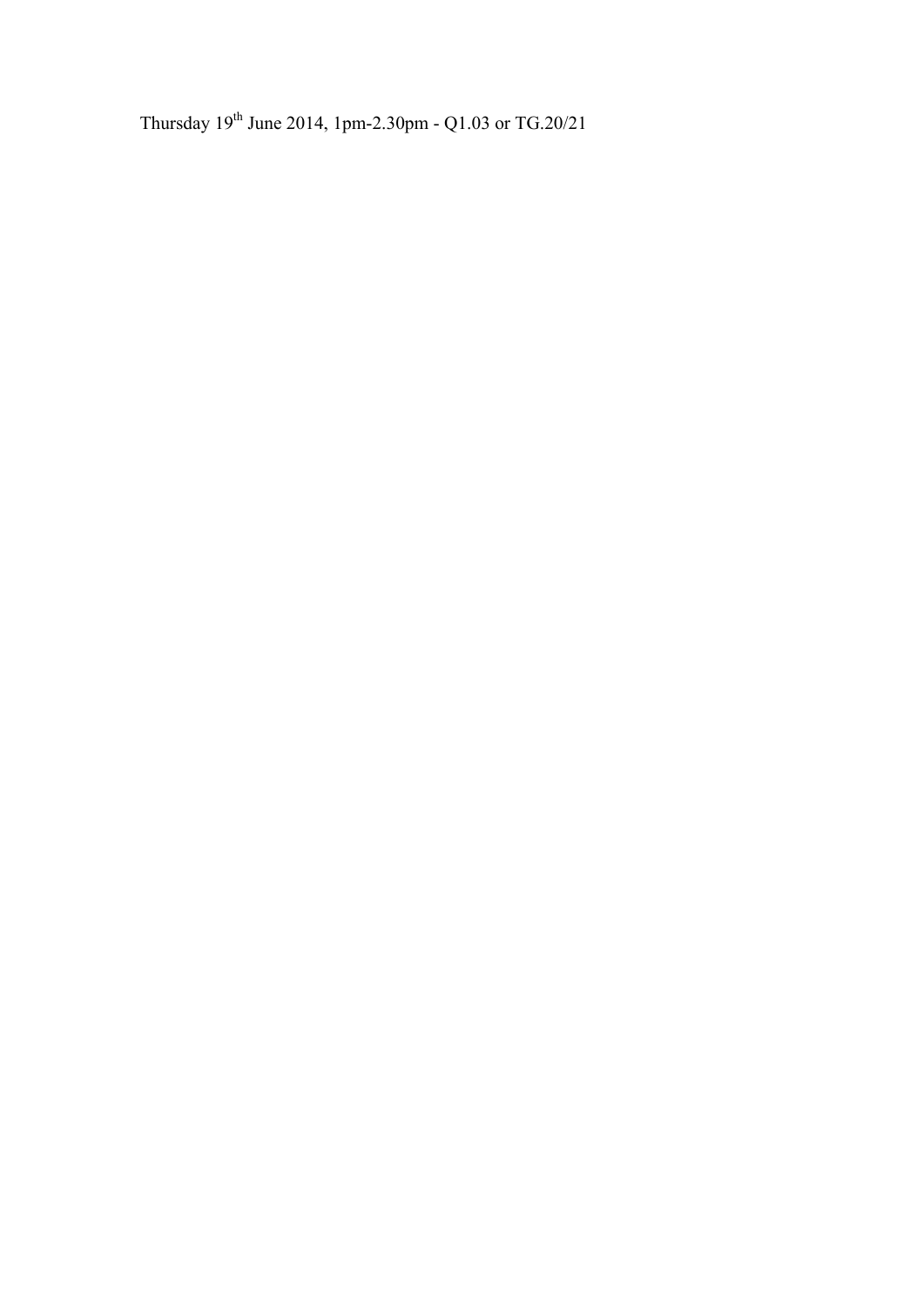Thursday 19th June 2014, 1pm-2.30pm - Q1.03 or TG.20/21